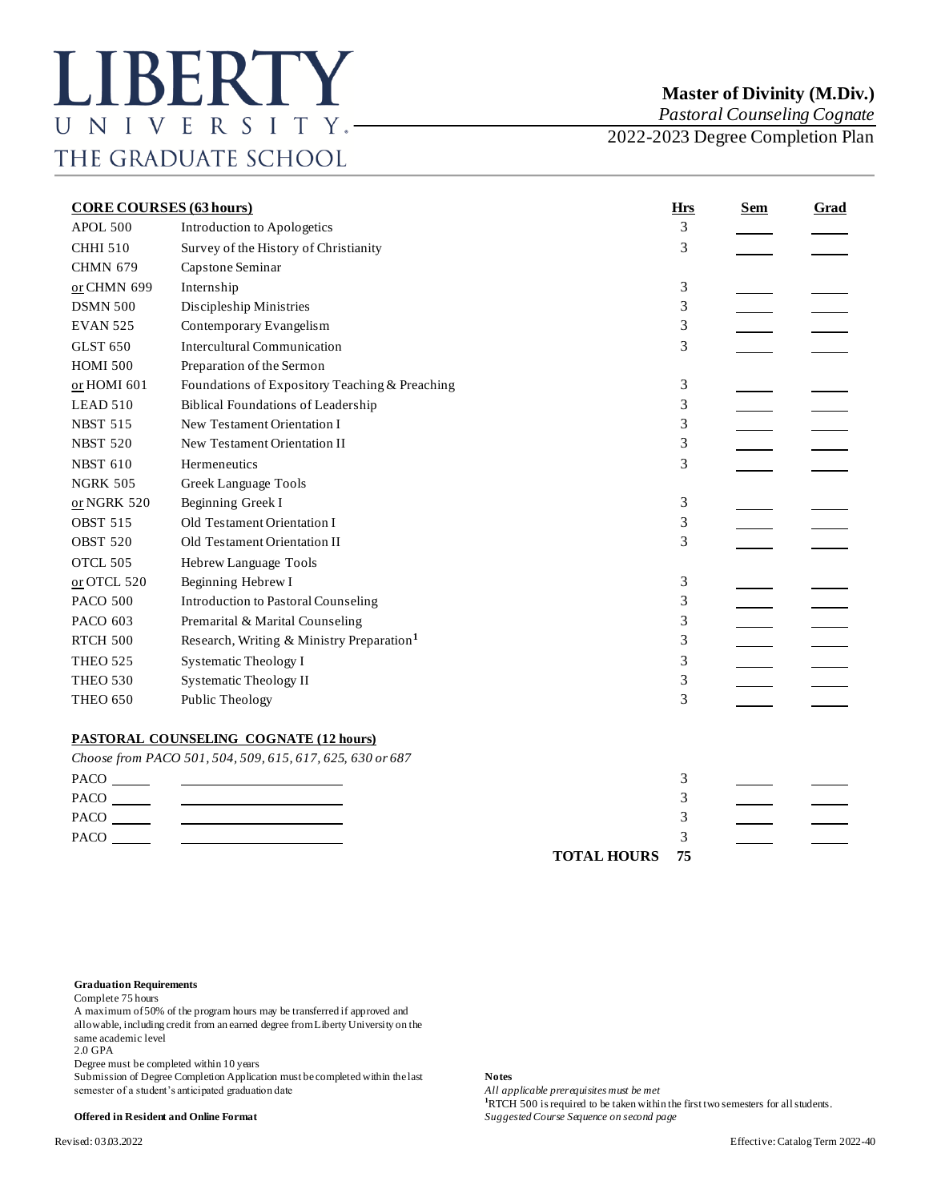# LIBERTY UNIVERSITY
THE GRADUATE SCHOOL

## Master of Divinity (M.Div.)
*Pastoral Counseling Cognate*
2022-2023 Degree Completion Plan

| CORE COURSES (63 hours) | | Hrs | Sem | Grad |
|---|---|---|---|---|
| APOL 500 | Introduction to Apologetics | 3 | | |
| CHHI 510 | Survey of the History of Christianity | 3 | | |
| CHMN 679 | Capstone Seminar | | | |
| or CHMN 699 | Internship | 3 | | |
| DSMN 500 | Discipleship Ministries | 3 | | |
| EVAN 525 | Contemporary Evangelism | 3 | | |
| GLST 650 | Intercultural Communication | 3 | | |
| HOMI 500 | Preparation of the Sermon | | | |
| or HOMI 601 | Foundations of Expository Teaching & Preaching | 3 | | |
| LEAD 510 | Biblical Foundations of Leadership | 3 | | |
| NBST 515 | New Testament Orientation I | 3 | | |
| NBST 520 | New Testament Orientation II | 3 | | |
| NBST 610 | Hermeneutics | 3 | | |
| NGRK 505 | Greek Language Tools | | | |
| or NGRK 520 | Beginning Greek I | 3 | | |
| OBST 515 | Old Testament Orientation I | 3 | | |
| OBST 520 | Old Testament Orientation II | 3 | | |
| OTCL 505 | Hebrew Language Tools | | | |
| or OTCL 520 | Beginning Hebrew I | 3 | | |
| PACO 500 | Introduction to Pastoral Counseling | 3 | | |
| PACO 603 | Premarital & Marital Counseling | 3 | | |
| RTCH 500 | Research, Writing & Ministry Preparation[1] | 3 | | |
| THEO 525 | Systematic Theology I | 3 | | |
| THEO 530 | Systematic Theology II | 3 | | |
| THEO 650 | Public Theology | 3 | | |

| PASTORAL COUNSELING COGNATE (12 hours) | | Hrs | Sem | Grad |
|---|---|---|---|---|
| *Choose from PACO 501, 504, 509, 615, 617, 625, 630 or 687* | | | | |
| PACO ____ | ____________ | 3 | | |
| PACO ____ | ____________ | 3 | | |
| PACO ____ | ____________ | 3 | | |
| PACO ____ | ____________ | 3 | | |
| | **TOTAL HOURS** | **75** | | |

**Graduation Requirements**
Complete 75 hours
A maximum of 50% of the program hours may be transferred if approved and allowable, including credit from an earned degree from Liberty University on the same academic level
2.0 GPA
Degree must be completed within 10 years
Submission of Degree Completion Application must be completed within the last semester of a student's anticipated graduation date

**Offered in Resident and Online Format**

**Notes**
*All applicable prerequisites must be met*
[1]RTCH 500 is required to be taken within the first two semesters for all students.
*Suggested Course Sequence on second page*

Revised: 03.03.2022

Effective: Catalog Term 2022-40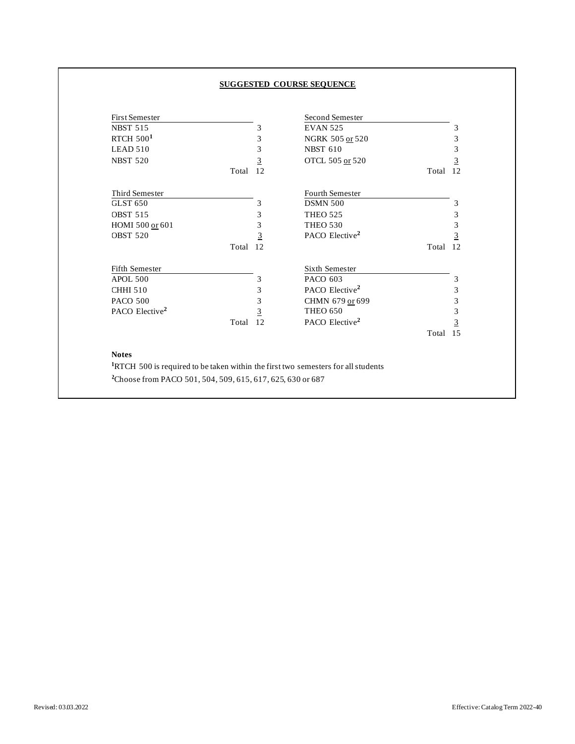## SUGGESTED COURSE SEQUENCE

| First Semester | | Second Semester | |
|---|---|---|---|
| NBST 515 | 3 | EVAN 525 | 3 |
| RTCH 500[1] | 3 | NGRK 505 or 520 | 3 |
| LEAD 510 | 3 | NBST 610 | 3 |
| NBST 520 | 3 | OTCL 505 or 520 | 3 |
| Total | 12 | Total | 12 |

| Third Semester | | Fourth Semester | |
|---|---|---|---|
| GLST 650 | 3 | DSMN 500 | 3 |
| OBST 515 | 3 | THEO 525 | 3 |
| HOMI 500 or 601 | 3 | THEO 530 | 3 |
| OBST 520 | 3 | PACO Elective[2] | 3 |
| Total | 12 | Total | 12 |

| Fifth Semester | | Sixth Semester | |
|---|---|---|---|
| APOL 500 | 3 | PACO 603 | 3 |
| CHHI 510 | 3 | PACO Elective[2] | 3 |
| PACO 500 | 3 | CHMN 679 or 699 | 3 |
| PACO Elective[2] | 3 | THEO 650 | 3 |
| Total | 12 | PACO Elective[2] | 3 |
| | | Total | 15 |

**Notes**

[1]RTCH 500 is required to be taken within the first two semesters for all students

[2]Choose from PACO 501, 504, 509, 615, 617, 625, 630 or 687

Revised: 03.03.2022

Effective: Catalog Term 2022-40